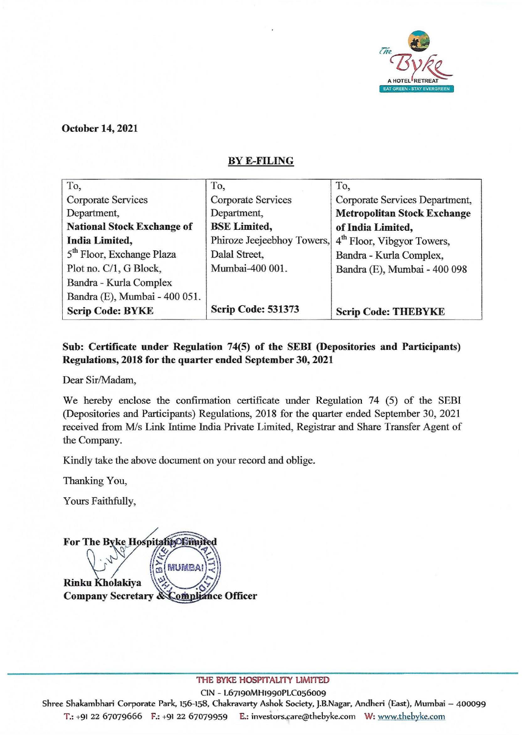**October 14, 2021**

**BY E-FILING**

| To, Corporate Services Department, **National Stock Exchange of India Limited,** 5th Floor, Exchange Plaza Plot no. C/1, G Block, Bandra - Kurla Complex Bandra (E), Mumbai - 400 051. **Scrip Code: BYKE** | To, Corporate Services Department, **BSE Limited,** Phiroze Jeejeebhoy Towers, Dalal Street, Mumbai-400 001. **Scrip Code: 531373** | To, Corporate Services Department, **Metropolitan Stock Exchange of India Limited,** 4th Floor, Vibgyor Towers, Bandra - Kurla Complex, Bandra (E), Mumbai - 400 098 **Scrip Code: THEBYKE** |
|---|---|---|

**Sub: Certificate under Regulation 74(5) of the SEBI (Depositories and Participants) Regulations, 2018 for the quarter ended September 30, 2021**

Dear Sir/Madam,

We hereby enclose the confirmation certificate under Regulation 74 (5) of the SEBI (Depositories and Participants) Regulations, 2018 for the quarter ended September 30, 2021 received from M/s Link Intime India Private Limited, Registrar and Share Transfer Agent of the Company.

Kindly take the above document on your record and oblige.

Thanking You,

Yours Faithfully,

**For The Byke Hospitality Limited**

**Rinku Kholakiya**
**Company Secretary & Compliance Officer**

THE BYKE HOSPITALITY LIMITED
CIN - L67190MH1990PLC056009
Shree Shakambhari Corporate Park, 156-158, Chakravarty Ashok Society, J.B.Nagar, Andheri (East), Mumbai – 400099
T.: +91 22 67079666 F.: +91 22 67079959 E.: investors.care@thebyke.com W: www.thebyke.com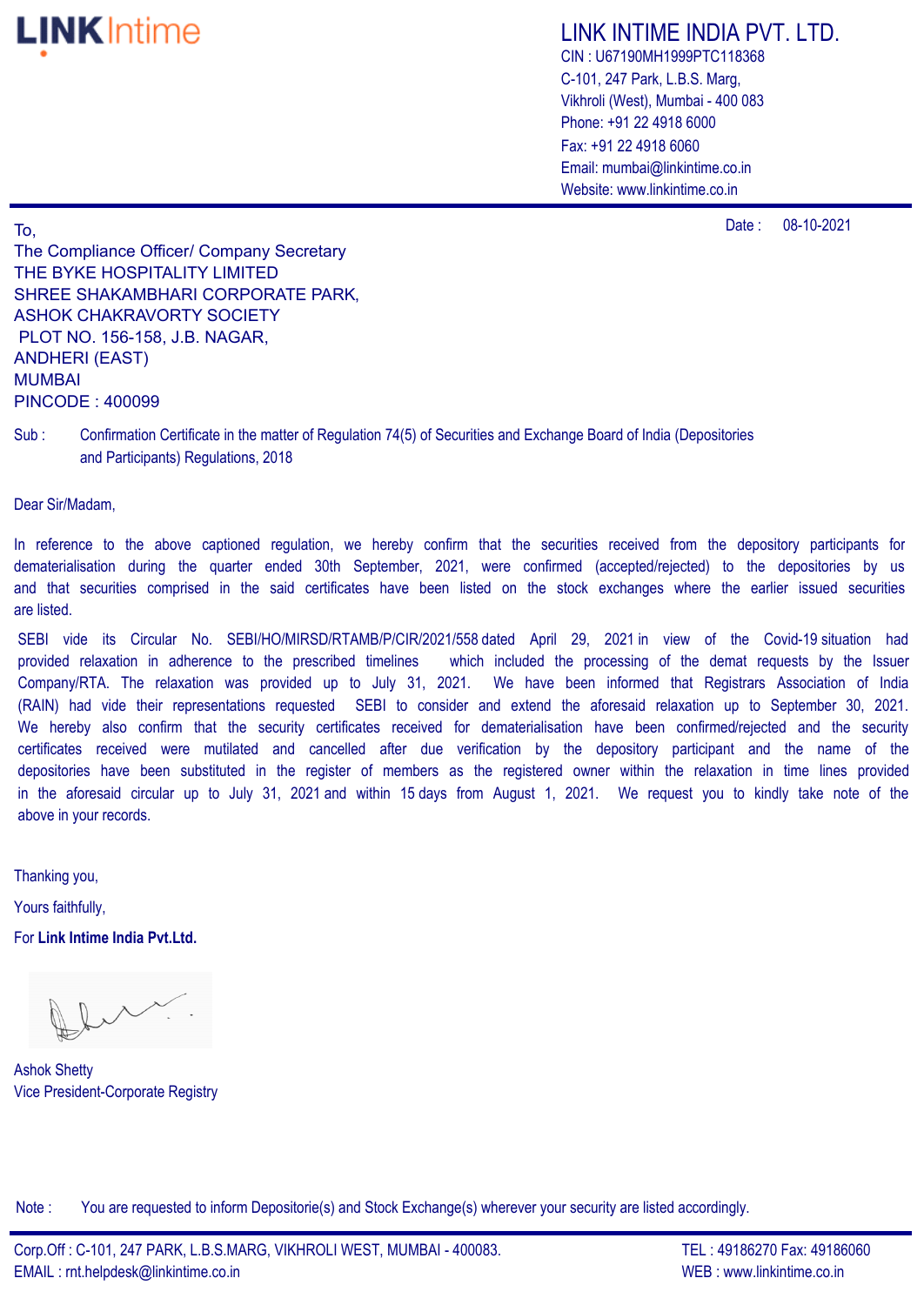**LINK Intime**

## LINK INTIME INDIA PVT. LTD.

CIN : U67190MH1999PTC118368
C-101, 247 Park, L.B.S. Marg,
Vikhroli (West), Mumbai - 400 083
Phone: +91 22 4918 6000
Fax: +91 22 4918 6060
Email: mumbai@linkintime.co.in
Website: www.linkintime.co.in

Date : 08-10-2021

To,
The Compliance Officer/ Company Secretary
THE BYKE HOSPITALITY LIMITED
SHREE SHAKAMBHARI CORPORATE PARK,
ASHOK CHAKRAVORTY SOCIETY
PLOT NO. 156-158, J.B. NAGAR,
ANDHERI (EAST)
MUMBAI
PINCODE : 400099

Sub : Confirmation Certificate in the matter of Regulation 74(5) of Securities and Exchange Board of India (Depositories and Participants) Regulations, 2018

Dear Sir/Madam,

In reference to the above captioned regulation, we hereby confirm that the securities received from the depository participants for dematerialisation during the quarter ended 30th September, 2021, were confirmed (accepted/rejected) to the depositories by us and that securities comprised in the said certificates have been listed on the stock exchanges where the earlier issued securities are listed.

SEBI vide its Circular No. SEBI/HO/MIRSD/RTAMB/P/CIR/2021/558 dated April 29, 2021 in view of the Covid-19 situation had provided relaxation in adherence to the prescribed timelines which included the processing of the demat requests by the Issuer Company/RTA. The relaxation was provided up to July 31, 2021. We have been informed that Registrars Association of India (RAIN) had vide their representations requested SEBI to consider and extend the aforesaid relaxation up to September 30, 2021. We hereby also confirm that the security certificates received for dematerialisation have been confirmed/rejected and the security certificates received were mutilated and cancelled after due verification by the depository participant and the name of the depositories have been substituted in the register of members as the registered owner within the relaxation in time lines provided in the aforesaid circular up to July 31, 2021 and within 15 days from August 1, 2021. We request you to kindly take note of the above in your records.

Thanking you,

Yours faithfully,

For **Link Intime India Pvt.Ltd.**

Ashok Shetty
Vice President-Corporate Registry

Note : You are requested to inform Depositorie(s) and Stock Exchange(s) wherever your security are listed accordingly.

Corp.Off : C-101, 247 PARK, L.B.S.MARG, VIKHROLI WEST, MUMBAI - 400083. TEL : 49186270 Fax: 49186060
EMAIL : rnt.helpdesk@linkintime.co.in WEB : www.linkintime.co.in